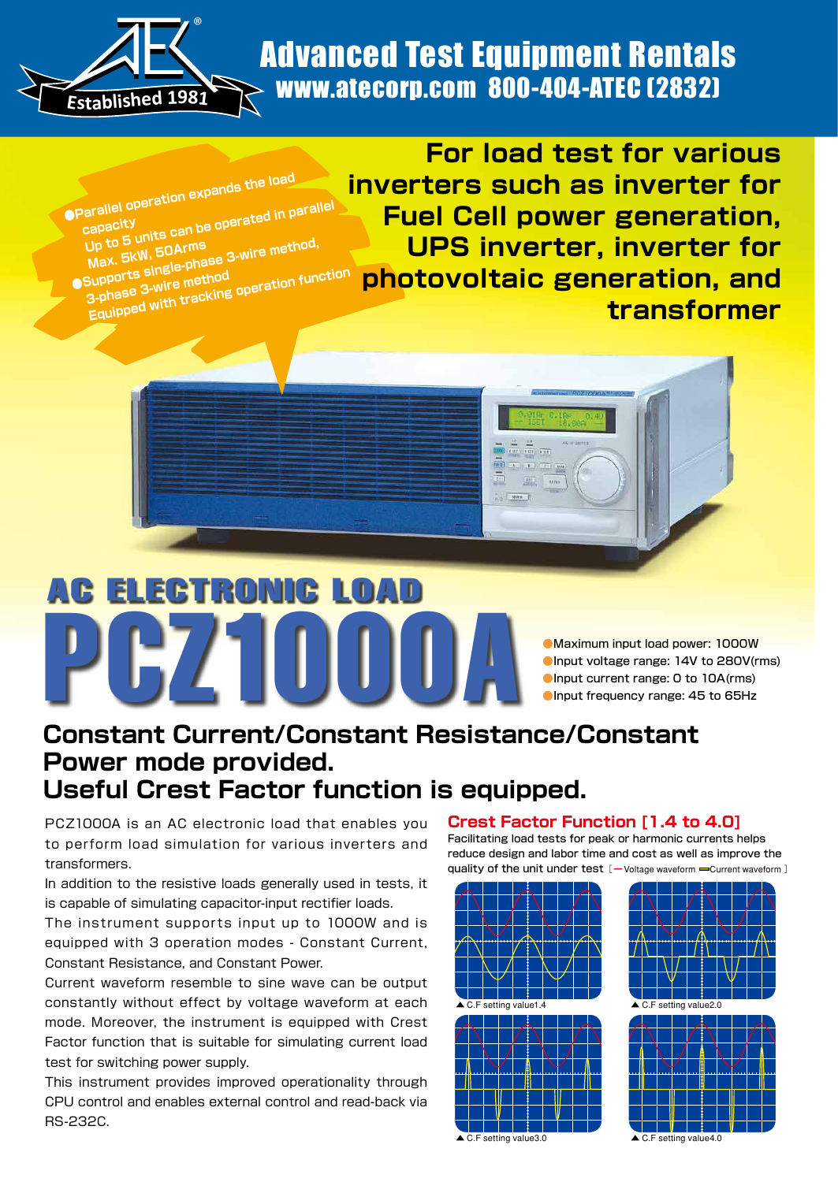# Advanced Test Equipment Rentals

www.atecorp.com 800-404-ATEC (2832)

Established 1981

- Parallel operation expands the load capacity
  Up to 5 units can be operated in parallel
  Max. 5kW, 50Arms
- Supports single-phase 3-wire method, 3-phase 3-wire method
  Equipped with tracking operation function

## For load test for various inverters such as inverter for Fuel Cell power generation, UPS inverter, inverter for photovoltaic generation, and transformer

# AC ELECTRONIC LOAD PCZ1000A

- Maximum input load power: 1000W
- Input voltage range: 14V to 280V(rms)
- Input current range: 0 to 10A(rms)
- Input frequency range: 45 to 65Hz

## Constant Current/Constant Resistance/Constant Power mode provided.
## Useful Crest Factor function is equipped.

PCZ1000A is an AC electronic load that enables you to perform load simulation for various inverters and transformers.

In addition to the resistive loads generally used in tests, it is capable of simulating capacitor-input rectifier loads.

The instrument supports input up to 1000W and is equipped with 3 operation modes - Constant Current, Constant Resistance, and Constant Power.

Current waveform resemble to sine wave can be output constantly without effect by voltage waveform at each mode. Moreover, the instrument is equipped with Crest Factor function that is suitable for simulating current load test for switching power supply.

This instrument provides improved operationality through CPU control and enables external control and read-back via RS-232C.

### Crest Factor Function [1.4 to 4.0]

Facilitating load tests for peak or harmonic currents helps reduce design and labor time and cost as well as improve the quality of the unit under test [ —Voltage waveform ═Current waveform ]

▲ C.F setting value1.4

▲ C.F setting value2.0

▲ C.F setting value3.0

▲ C.F setting value4.0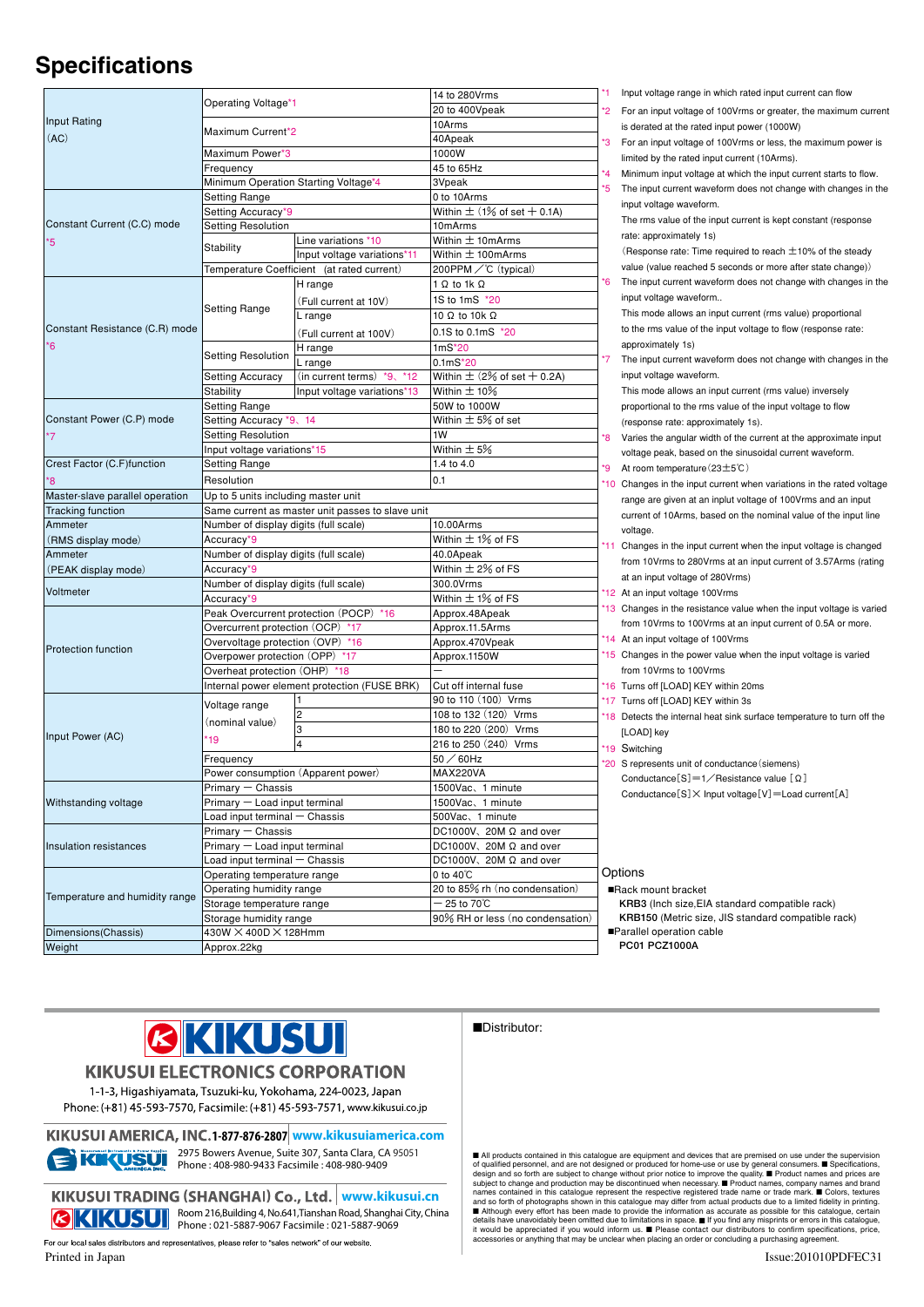# Specifications

| | | | |
|---|---|---|---|
| Input Rating (AC) | Operating Voltage*1 | | 14 to 280Vrms |
| | | | 20 to 400Vpeak |
| | Maximum Current*2 | | 10Arms |
| | | | 40Apeak |
| | Maximum Power*3 | | 1000W |
| | Frequency | | 45 to 65Hz |
| | Minimum Operation Starting Voltage*4 | | 3Vpeak |
| Constant Current (C.C) mode *5 | Setting Range | | 0 to 10Arms |
| | Setting Accuracy*9 | | Within ±(1% of set + 0.1A) |
| | Setting Resolution | | 10mArms |
| | Stability | Line variations *10 | Within ± 10mArms |
| | | Input voltage variations*11 | Within ± 100mArms |
| | Temperature Coefficient (at rated current) | | 200PPM／℃ (typical) |
| Constant Resistance (C.R) mode *6 | Setting Range | H range | 1 Ω to 1k Ω |
| | | (Full current at 10V) | 1S to 1mS *20 |
| | | L range | 10 Ω to 10k Ω |
| | | (Full current at 100V) | 0.1S to 0.1mS *20 |
| | Setting Resolution | H range | 1mS*20 |
| | | L range | 0.1mS*20 |
| | Setting Accuracy | (in current terms) *9、*12 | Within ±(2% of set + 0.2A) |
| | Stability | Input voltage variations*13 | Within ± 10% |
| Constant Power (C.P) mode *7 | Setting Range | | 50W to 1000W |
| | Setting Accuracy*9、14 | | Within ± 5% of set |
| | Setting Resolution | | 1W |
| | Input voltage variations*15 | | Within ± 5% |
| Crest Factor (C.F)function *8 | Setting Range | | 1.4 to 4.0 |
| | Resolution | | 0.1 |
| Master-slave parallel operation | Up to 5 units including master unit | | |
| Tracking function | Same current as master unit passes to slave unit | | |
| Ammeter (RMS display mode) | Number of display digits (full scale) | | 10.00Arms |
| | Accuracy*9 | | Within ± 1% of FS |
| Ammeter (PEAK display mode) | Number of display digits (full scale) | | 40.0Apeak |
| | Accuracy*9 | | Within ± 2% of FS |
| Voltmeter | Number of display digits (full scale) | | 300.0Vrms |
| | Accuracy*9 | | Within ± 1% of FS |
| Protection function | Peak Overcurrent protection (POCP) *16 | | Approx.48Apeak |
| | Overcurrent protection (OCP) *17 | | Approx.11.5Arms |
| | Overvoltage protection (OVP) *16 | | Approx.470Vpeak |
| | Overpower protection (OPP) *17 | | Approx.1150W |
| | Overheat protection (OHP) *18 | | — |
| | Internal power element protection (FUSE BRK) | | Cut off internal fuse |
| Input Power (AC) | Voltage range (nominal value) *19 | 1 | 90 to 110 (100) Vrms |
| | | 2 | 108 to 132 (120) Vrms |
| | | 3 | 180 to 220 (200) Vrms |
| | | 4 | 216 to 250 (240) Vrms |
| | Frequency | | 50／60Hz |
| | Power consumption (Apparent power) | | MAX220VA |
| Withstanding voltage | Primary — Chassis | | 1500Vac、1 minute |
| | Primary — Load input terminal | | 1500Vac、1 minute |
| | Load input terminal — Chassis | | 500Vac、1 minute |
| Insulation resistances | Primary — Chassis | | DC1000V、20M Ω and over |
| | Primary — Load input terminal | | DC1000V、20M Ω and over |
| | Load input terminal — Chassis | | DC1000V、20M Ω and over |
| Temperature and humidity range | Operating temperature range | | 0 to 40℃ |
| | Operating humidity range | | 20 to 85% rh (no condensation) |
| | Storage temperature range | | − 25 to 70℃ |
| | Storage humidity range | | 90% RH or less (no condensation) |
| Dimensions(Chassis) | 430W × 400D × 128Hmm | | |
| Weight | Approx.22kg | | |

*1 Input voltage range in which rated input current can flow

*2 For an input voltage of 100Vrms or greater, the maximum current is derated at the rated input power (1000W)

*3 For an input voltage of 100Vrms or less, the maximum power is limited by the rated input current (10Arms).

*4 Minimum input voltage at which the input current starts to flow.

*5 The input current waveform does not change with changes in the input voltage waveform.
The rms value of the input current is kept constant (response rate: approximately 1s)
(Response rate: Time required to reach ±10% of the steady value (value reached 5 seconds or more after state change))

*6 The input current waveform does not change with changes in the input voltage waveform..
This mode allows an input current (rms value) proportional to the rms value of the input voltage to flow (response rate: approximately 1s)

*7 The input current waveform does not change with changes in the input voltage waveform.
This mode allows an input current (rms value) inversely proportional to the rms value of the input voltage to flow (response rate: approximately 1s).

*8 Varies the angular width of the current at the approximate input voltage peak, based on the sinusoidal current waveform.

*9 At room temperature (23±5℃)

*10 Changes in the input current when variations in the rated voltage range are given at an inplut voltage of 100Vrms and an input current of 10Arms, based on the nominal value of the input line voltage.

*11 Changes in the input current when the input voltage is changed from 10Vrms to 280Vrms at an input current of 3.57Arms (rating at an input voltage of 280Vrms)

*12 At an input voltage 100Vrms

*13 Changes in the resistance value when the input voltage is varied from 10Vrms to 100Vrms at an input current of 0.5A or more.

*14 At an input voltage of 100Vrms

*15 Changes in the power value when the input voltage is varied from 10Vrms to 100Vrms

*16 Turns off [LOAD] KEY within 20ms

*17 Turns off [LOAD] KEY within 3s

*18 Detects the internal heat sink surface temperature to turn off the [LOAD] key

*19 Switching

*20 S represents unit of conductance (siemens)
Conductance[S]＝1／Resistance value [Ω]
Conductance[S]× Input voltage[V]＝Load current[A]

## Options

■Rack mount bracket
**KRB3** (Inch size,EIA standard compatible rack)
**KRB150** (Metric size, JIS standard compatible rack)

■Parallel operation cable
**PC01 PCZ1000A**

---

**KIKUSUI**

**KIKUSUI ELECTRONICS CORPORATION**
1-1-3, Higashiyamata, Tsuzuki-ku, Yokohama, 224-0023, Japan
Phone: (+81) 45-593-7570, Facsimile: (+81) 45-593-7571, www.kikusui.co.jp

**KIKUSUI AMERICA, INC.** 1-877-876-2807 www.kikusuiamerica.com
2975 Bowers Avenue, Suite 307, Santa Clara, CA 95051
Phone : 408-980-9433 Facsimile : 408-980-9409

**KIKUSUI TRADING (SHANGHAI) Co., Ltd.** www.kikusui.cn
Room 216,Building 4, No.641,Tianshan Road, Shanghai City, China
Phone : 021-5887-9067 Facsimile : 021-5887-9069

For our local sales distributors and representatives, please refer to "sales network" of our website.

■Distributor:

■ All products contained in this catalogue are equipment and devices that are premised on use under the supervision of qualified personnel, and are not designed or produced for home-use or use by general consumers. ■ Specifications, design and so forth are subject to change without prior notice to improve the quality. ■ Product names and prices are subject to change and production may be discontinued when necessary. ■ Product names, company names and brand names contained in this catalogue represent the respective registered trade name or trade mark. ■ Colors, textures and so forth of photographs shown in this catalogue may differ from actual products due to a limited fidelity in printing. ■ Although every effort has been made to provide the information as accurate as possible for this catalogue, certain details have unavoidably been omitted due to limitations in space. ■ If you find any misprints or errors in this catalogue, it would be appreciated if you would inform us. ■ Please contact our distributors to confirm specifications, price, accessories or anything that may be unclear when placing an order or concluding a purchasing agreement.

Printed in Japan

Issue:201010PDFEC31